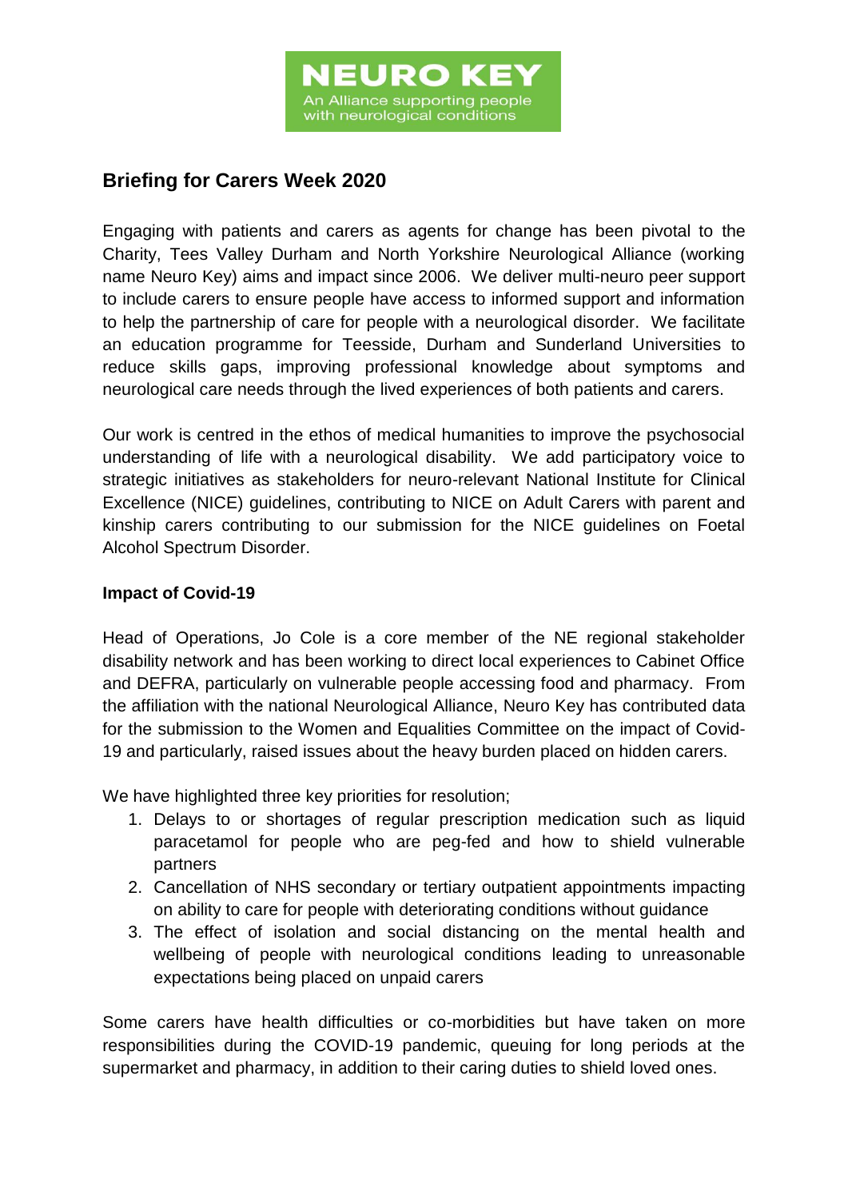**NEURO KEY**

An Alliance supporting people with neurological conditions

## Briefing for Carers Week 2020

Engaging with patients and carers as agents for change has been pivotal to the Charity, Tees Valley Durham and North Yorkshire Neurological Alliance (working name Neuro Key) aims and impact since 2006. We deliver multi-neuro peer support to include carers to ensure people have access to informed support and information to help the partnership of care for people with a neurological disorder. We facilitate an education programme for Teesside, Durham and Sunderland Universities to reduce skills gaps, improving professional knowledge about symptoms and neurological care needs through the lived experiences of both patients and carers.

Our work is centred in the ethos of medical humanities to improve the psychosocial understanding of life with a neurological disability. We add participatory voice to strategic initiatives as stakeholders for neuro-relevant National Institute for Clinical Excellence (NICE) guidelines, contributing to NICE on Adult Carers with parent and kinship carers contributing to our submission for the NICE guidelines on Foetal Alcohol Spectrum Disorder.

### Impact of Covid-19

Head of Operations, Jo Cole is a core member of the NE regional stakeholder disability network and has been working to direct local experiences to Cabinet Office and DEFRA, particularly on vulnerable people accessing food and pharmacy. From the affiliation with the national Neurological Alliance, Neuro Key has contributed data for the submission to the Women and Equalities Committee on the impact of Covid-19 and particularly, raised issues about the heavy burden placed on hidden carers.

We have highlighted three key priorities for resolution;

1. Delays to or shortages of regular prescription medication such as liquid paracetamol for people who are peg-fed and how to shield vulnerable partners
2. Cancellation of NHS secondary or tertiary outpatient appointments impacting on ability to care for people with deteriorating conditions without guidance
3. The effect of isolation and social distancing on the mental health and wellbeing of people with neurological conditions leading to unreasonable expectations being placed on unpaid carers

Some carers have health difficulties or co-morbidities but have taken on more responsibilities during the COVID-19 pandemic, queuing for long periods at the supermarket and pharmacy, in addition to their caring duties to shield loved ones.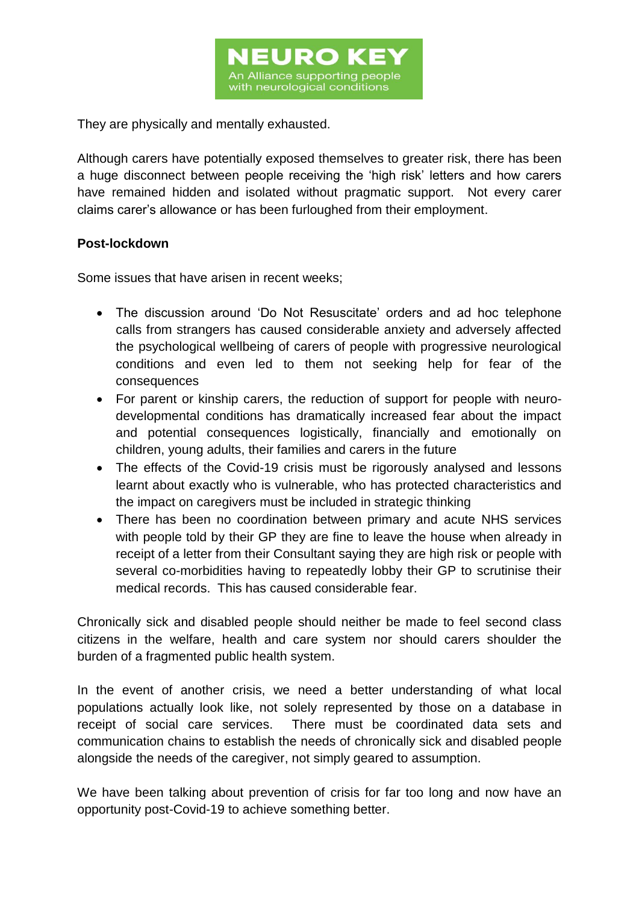They are physically and mentally exhausted.

Although carers have potentially exposed themselves to greater risk, there has been a huge disconnect between people receiving the 'high risk' letters and how carers have remained hidden and isolated without pragmatic support. Not every carer claims carer's allowance or has been furloughed from their employment.

**Post-lockdown**

Some issues that have arisen in recent weeks;

- The discussion around 'Do Not Resuscitate' orders and ad hoc telephone calls from strangers has caused considerable anxiety and adversely affected the psychological wellbeing of carers of people with progressive neurological conditions and even led to them not seeking help for fear of the consequences
- For parent or kinship carers, the reduction of support for people with neuro-developmental conditions has dramatically increased fear about the impact and potential consequences logistically, financially and emotionally on children, young adults, their families and carers in the future
- The effects of the Covid-19 crisis must be rigorously analysed and lessons learnt about exactly who is vulnerable, who has protected characteristics and the impact on caregivers must be included in strategic thinking
- There has been no coordination between primary and acute NHS services with people told by their GP they are fine to leave the house when already in receipt of a letter from their Consultant saying they are high risk or people with several co-morbidities having to repeatedly lobby their GP to scrutinise their medical records. This has caused considerable fear.

Chronically sick and disabled people should neither be made to feel second class citizens in the welfare, health and care system nor should carers shoulder the burden of a fragmented public health system.

In the event of another crisis, we need a better understanding of what local populations actually look like, not solely represented by those on a database in receipt of social care services. There must be coordinated data sets and communication chains to establish the needs of chronically sick and disabled people alongside the needs of the caregiver, not simply geared to assumption.

We have been talking about prevention of crisis for far too long and now have an opportunity post-Covid-19 to achieve something better.